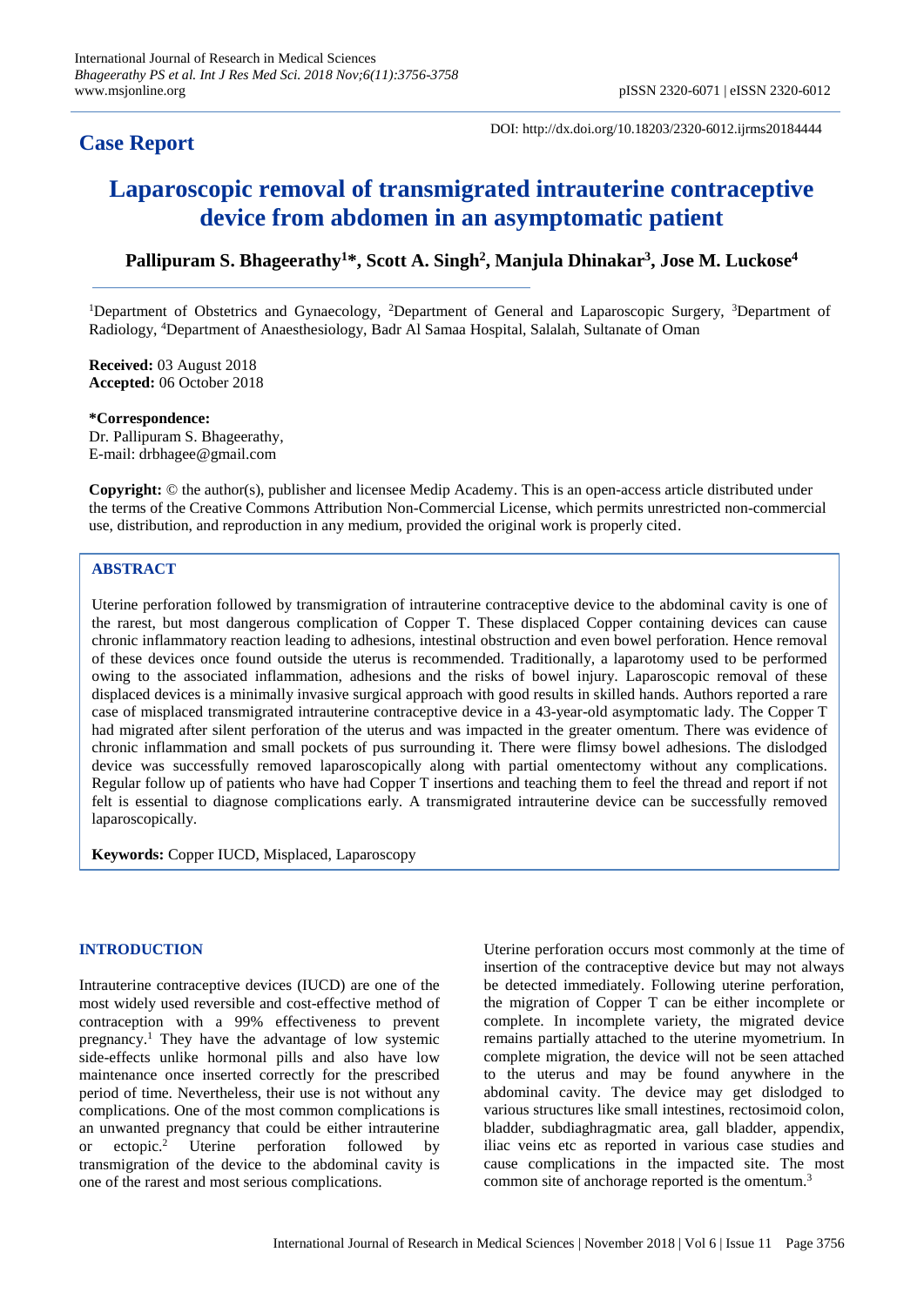## Case Report

DOI: http://dx.doi.org/10.18203/2320-6012.ijrms20184444

# Laparoscopic removal of transmigrated intrauterine contraceptive device from abdomen in an asymptomatic patient

**Pallipuram S. Bhageerathy[1]\*, Scott A. Singh[2], Manjula Dhinakar[3], Jose M. Luckose[4]**

[1]Department of Obstetrics and Gynaecology, [2]Department of General and Laparoscopic Surgery, [3]Department of Radiology, [4]Department of Anaesthesiology, Badr Al Samaa Hospital, Salalah, Sultanate of Oman

**Received:** 03 August 2018
**Accepted:** 06 October 2018

**\*Correspondence:**
Dr. Pallipuram S. Bhageerathy,
E-mail: drbhagee@gmail.com

**Copyright:** © the author(s), publisher and licensee Medip Academy. This is an open-access article distributed under the terms of the Creative Commons Attribution Non-Commercial License, which permits unrestricted non-commercial use, distribution, and reproduction in any medium, provided the original work is properly cited.

## ABSTRACT

Uterine perforation followed by transmigration of intrauterine contraceptive device to the abdominal cavity is one of the rarest, but most dangerous complication of Copper T. These displaced Copper containing devices can cause chronic inflammatory reaction leading to adhesions, intestinal obstruction and even bowel perforation. Hence removal of these devices once found outside the uterus is recommended. Traditionally, a laparotomy used to be performed owing to the associated inflammation, adhesions and the risks of bowel injury. Laparoscopic removal of these displaced devices is a minimally invasive surgical approach with good results in skilled hands. Authors reported a rare case of misplaced transmigrated intrauterine contraceptive device in a 43-year-old asymptomatic lady. The Copper T had migrated after silent perforation of the uterus and was impacted in the greater omentum. There was evidence of chronic inflammation and small pockets of pus surrounding it. There were flimsy bowel adhesions. The dislodged device was successfully removed laparoscopically along with partial omentectomy without any complications. Regular follow up of patients who have had Copper T insertions and teaching them to feel the thread and report if not felt is essential to diagnose complications early. A transmigrated intrauterine device can be successfully removed laparoscopically.

**Keywords:** Copper IUCD, Misplaced, Laparoscopy

## INTRODUCTION

Intrauterine contraceptive devices (IUCD) are one of the most widely used reversible and cost-effective method of contraception with a 99% effectiveness to prevent pregnancy.[1] They have the advantage of low systemic side-effects unlike hormonal pills and also have low maintenance once inserted correctly for the prescribed period of time. Nevertheless, their use is not without any complications. One of the most common complications is an unwanted pregnancy that could be either intrauterine or ectopic.[2] Uterine perforation followed by transmigration of the device to the abdominal cavity is one of the rarest and most serious complications.

Uterine perforation occurs most commonly at the time of insertion of the contraceptive device but may not always be detected immediately. Following uterine perforation, the migration of Copper T can be either incomplete or complete. In incomplete variety, the migrated device remains partially attached to the uterine myometrium. In complete migration, the device will not be seen attached to the uterus and may be found anywhere in the abdominal cavity. The device may get dislodged to various structures like small intestines, rectosimoid colon, bladder, subdiaghragmatic area, gall bladder, appendix, iliac veins etc as reported in various case studies and cause complications in the impacted site. The most common site of anchorage reported is the omentum.[3]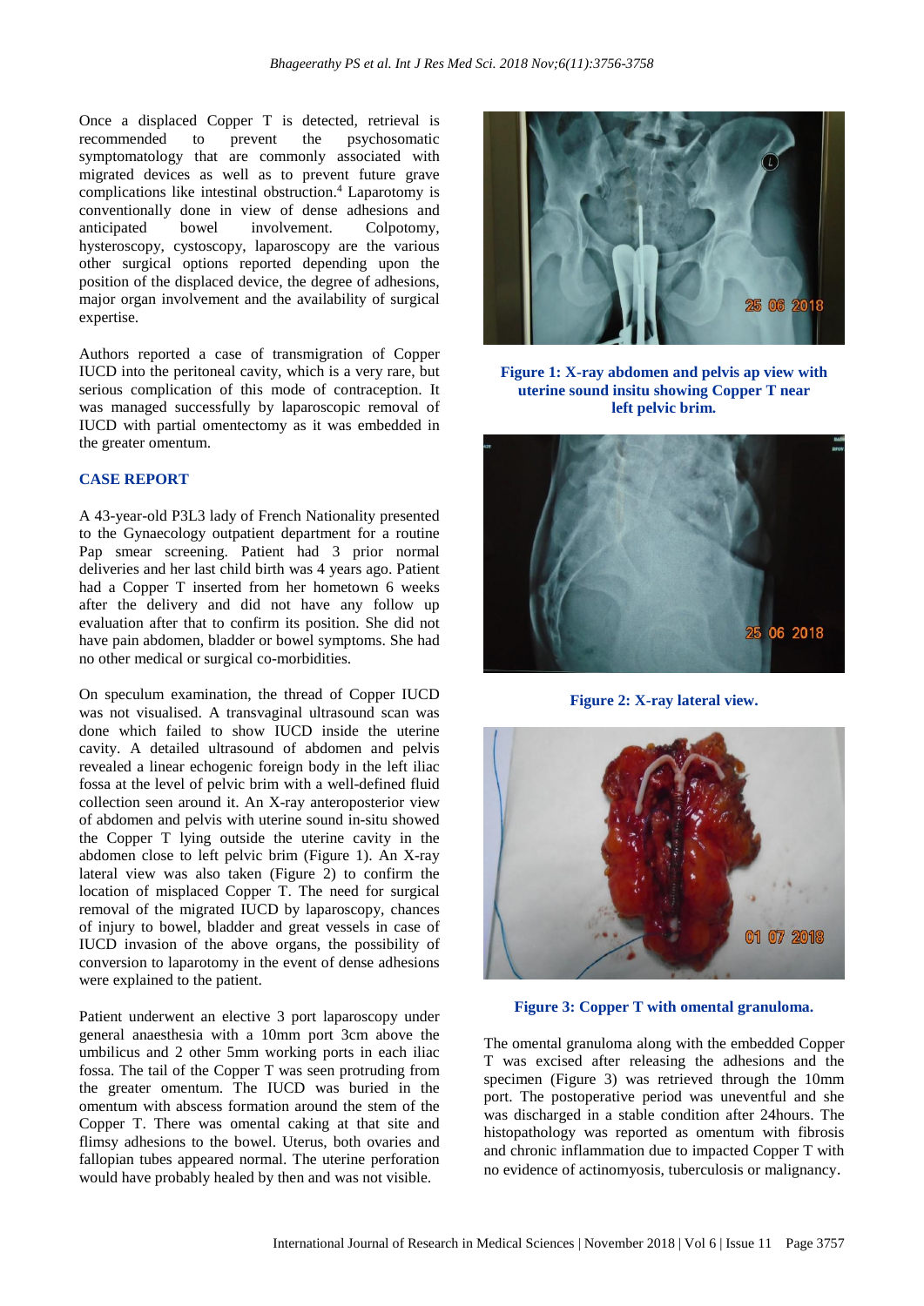Once a displaced Copper T is detected, retrieval is recommended to prevent the psychosomatic symptomatology that are commonly associated with migrated devices as well as to prevent future grave complications like intestinal obstruction.[4] Laparotomy is conventionally done in view of dense adhesions and anticipated bowel involvement. Colpotomy, hysteroscopy, cystoscopy, laparoscopy are the various other surgical options reported depending upon the position of the displaced device, the degree of adhesions, major organ involvement and the availability of surgical expertise.

Authors reported a case of transmigration of Copper IUCD into the peritoneal cavity, which is a very rare, but serious complication of this mode of contraception. It was managed successfully by laparoscopic removal of IUCD with partial omentectomy as it was embedded in the greater omentum.

## CASE REPORT

A 43-year-old P3L3 lady of French Nationality presented to the Gynaecology outpatient department for a routine Pap smear screening. Patient had 3 prior normal deliveries and her last child birth was 4 years ago. Patient had a Copper T inserted from her hometown 6 weeks after the delivery and did not have any follow up evaluation after that to confirm its position. She did not have pain abdomen, bladder or bowel symptoms. She had no other medical or surgical co-morbidities.

On speculum examination, the thread of Copper IUCD was not visualised. A transvaginal ultrasound scan was done which failed to show IUCD inside the uterine cavity. A detailed ultrasound of abdomen and pelvis revealed a linear echogenic foreign body in the left iliac fossa at the level of pelvic brim with a well-defined fluid collection seen around it. An X-ray anteroposterior view of abdomen and pelvis with uterine sound in-situ showed the Copper T lying outside the uterine cavity in the abdomen close to left pelvic brim (Figure 1). An X-ray lateral view was also taken (Figure 2) to confirm the location of misplaced Copper T. The need for surgical removal of the migrated IUCD by laparoscopy, chances of injury to bowel, bladder and great vessels in case of IUCD invasion of the above organs, the possibility of conversion to laparotomy in the event of dense adhesions were explained to the patient.

Patient underwent an elective 3 port laparoscopy under general anaesthesia with a 10mm port 3cm above the umbilicus and 2 other 5mm working ports in each iliac fossa. The tail of the Copper T was seen protruding from the greater omentum. The IUCD was buried in the omentum with abscess formation around the stem of the Copper T. There was omental caking at that site and flimsy adhesions to the bowel. Uterus, both ovaries and fallopian tubes appeared normal. The uterine perforation would have probably healed by then and was not visible.

**Figure 1: X-ray abdomen and pelvis ap view with uterine sound insitu showing Copper T near left pelvic brim.**

**Figure 2: X-ray lateral view.**

**Figure 3: Copper T with omental granuloma.**

The omental granuloma along with the embedded Copper T was excised after releasing the adhesions and the specimen (Figure 3) was retrieved through the 10mm port. The postoperative period was uneventful and she was discharged in a stable condition after 24hours. The histopathology was reported as omentum with fibrosis and chronic inflammation due to impacted Copper T with no evidence of actinomyosis, tuberculosis or malignancy.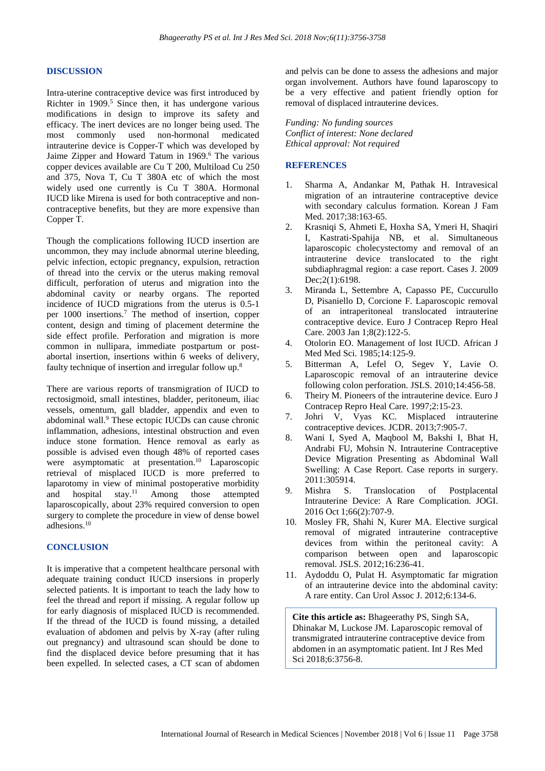## DISCUSSION

Intra-uterine contraceptive device was first introduced by Richter in 1909.[5] Since then, it has undergone various modifications in design to improve its safety and efficacy. The inert devices are no longer being used. The most commonly used non-hormonal medicated intrauterine device is Copper-T which was developed by Jaime Zipper and Howard Tatum in 1969.[6] The various copper devices available are Cu T 200, Multiload Cu 250 and 375, Nova T, Cu T 380A etc of which the most widely used one currently is Cu T 380A. Hormonal IUCD like Mirena is used for both contraceptive and non-contraceptive benefits, but they are more expensive than Copper T.

Though the complications following IUCD insertion are uncommon, they may include abnormal uterine bleeding, pelvic infection, ectopic pregnancy, expulsion, retraction of thread into the cervix or the uterus making removal difficult, perforation of uterus and migration into the abdominal cavity or nearby organs. The reported incidence of IUCD migrations from the uterus is 0.5-1 per 1000 insertions.[7] The method of insertion, copper content, design and timing of placement determine the side effect profile. Perforation and migration is more common in nullipara, immediate postpartum or post-abortal insertion, insertions within 6 weeks of delivery, faulty technique of insertion and irregular follow up.[8]

There are various reports of transmigration of IUCD to rectosigmoid, small intestines, bladder, peritoneum, iliac vessels, omentum, gall bladder, appendix and even to abdominal wall.[9] These ectopic IUCDs can cause chronic inflammation, adhesions, intestinal obstruction and even induce stone formation. Hence removal as early as possible is advised even though 48% of reported cases were asymptomatic at presentation.[10] Laparoscopic retrieval of misplaced IUCD is more preferred to laparotomy in view of minimal postoperative morbidity and hospital stay.[11] Among those attempted laparoscopically, about 23% required conversion to open surgery to complete the procedure in view of dense bowel adhesions.[10]

## CONCLUSION

It is imperative that a competent healthcare personal with adequate training conduct IUCD insersions in properly selected patients. It is important to teach the lady how to feel the thread and report if missing. A regular follow up for early diagnosis of misplaced IUCD is recommended. If the thread of the IUCD is found missing, a detailed evaluation of abdomen and pelvis by X-ray (after ruling out pregnancy) and ultrasound scan should be done to find the displaced device before presuming that it has been expelled. In selected cases, a CT scan of abdomen and pelvis can be done to assess the adhesions and major organ involvement. Authors have found laparoscopy to be a very effective and patient friendly option for removal of displaced intrauterine devices.

*Funding: No funding sources*
*Conflict of interest: None declared*
*Ethical approval: Not required*

## REFERENCES

1. Sharma A, Andankar M, Pathak H. Intravesical migration of an intrauterine contraceptive device with secondary calculus formation. Korean J Fam Med. 2017;38:163-65.
2. Krasniqi S, Ahmeti E, Hoxha SA, Ymeri H, Shaqiri I, Kastrati-Spahija NB, et al. Simultaneous laparoscopic cholecystectomy and removal of an intrauterine device translocated to the right subdiaphragmal region: a case report. Cases J. 2009 Dec;2(1):6198.
3. Miranda L, Settembre A, Capasso PE, Cuccurullo D, Pisaniello D, Corcione F. Laparoscopic removal of an intraperitoneal translocated intrauterine contraceptive device. Euro J Contracep Repro Heal Care. 2003 Jan 1;8(2):122-5.
4. Otolorin EO. Management of lost IUCD. African J Med Med Sci. 1985;14:125-9.
5. Bitterman A, Lefel O, Segev Y, Lavie O. Laparoscopic removal of an intrauterine device following colon perforation. JSLS. 2010;14:456-58.
6. Theiry M. Pioneers of the intrauterine device. Euro J Contracep Repro Heal Care. 1997;2:15-23.
7. Johri V, Vyas KC. Misplaced intrauterine contraceptive devices. JCDR. 2013;7:905-7.
8. Wani I, Syed A, Maqbool M, Bakshi I, Bhat H, Andrabi FU, Mohsin N. Intrauterine Contraceptive Device Migration Presenting as Abdominal Wall Swelling: A Case Report. Case reports in surgery. 2011:305914.
9. Mishra S. Translocation of Postplacental Intrauterine Device: A Rare Complication. JOGI. 2016 Oct 1;66(2):707-9.
10. Mosley FR, Shahi N, Kurer MA. Elective surgical removal of migrated intrauterine contraceptive devices from within the peritoneal cavity: A comparison between open and laparoscopic removal. JSLS. 2012;16:236-41.
11. Aydoddu O, Pulat H. Asymptomatic far migration of an intrauterine device into the abdominal cavity: A rare entity. Can Urol Assoc J. 2012;6:134-6.

**Cite this article as:** Bhageerathy PS, Singh SA, Dhinakar M, Luckose JM. Laparoscopic removal of transmigrated intrauterine contraceptive device from abdomen in an asymptomatic patient. Int J Res Med Sci 2018;6:3756-8.